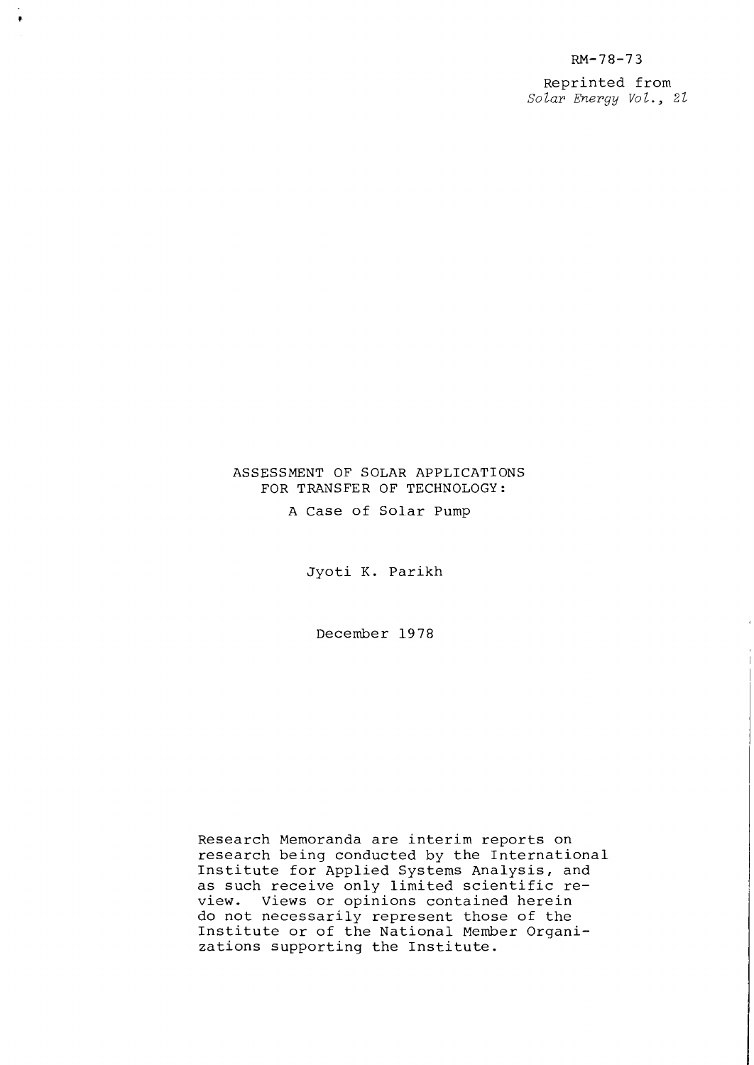RM-78-73

Reprinted from
*Solar Energy Vol., 21*

# ASSESSMENT OF SOLAR APPLICATIONS FOR TRANSFER OF TECHNOLOGY:

## A Case of Solar Pump

Jyoti K. Parikh

December 1978

Research Memoranda are interim reports on research being conducted by the International Institute for Applied Systems Analysis, and as such receive only limited scientific review. Views or opinions contained herein do not necessarily represent those of the Institute or of the National Member Organizations supporting the Institute.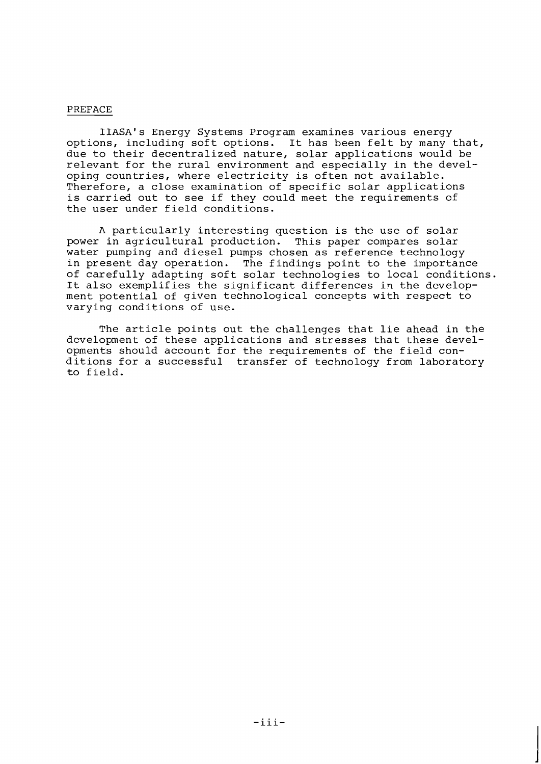## PREFACE

IIASA's Energy Systems Program examines various energy options, including soft options. It has been felt by many that, due to their decentralized nature, solar applications would be relevant for the rural environment and especially in the developing countries, where electricity is often not available. Therefore, a close examination of specific solar applications is carried out to see if they could meet the requirements of the user under field conditions.

A particularly interesting question is the use of solar power in agricultural production. This paper compares solar water pumping and diesel pumps chosen as reference technology in present day operation. The findings point to the importance of carefully adapting soft solar technologies to local conditions. It also exemplifies the significant differences in the development potential of given technological concepts with respect to varying conditions of use.

The article points out the challenges that lie ahead in the development of these applications and stresses that these developments should account for the requirements of the field conditions for a successful transfer of technology from laboratory to field.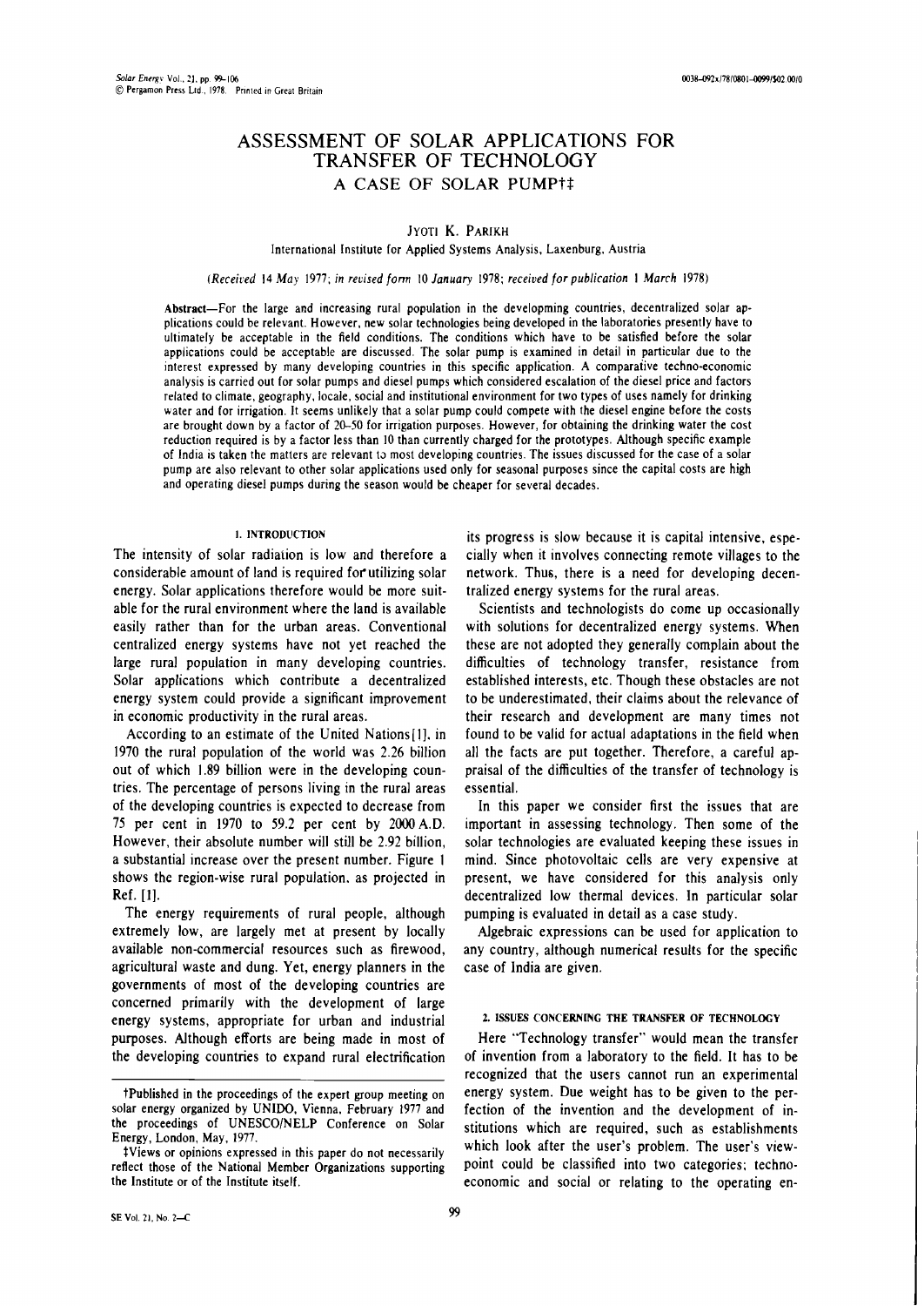# ASSESSMENT OF SOLAR APPLICATIONS FOR TRANSFER OF TECHNOLOGY
## A CASE OF SOLAR PUMP†‡

JYOTI K. PARIKH

International Institute for Applied Systems Analysis, Laxenburg, Austria

*(Received 14 May 1977; in revised form 10 January 1978; received for publication 1 March 1978)*

**Abstract**—For the large and increasing rural population in the developming countries, decentralized solar applications could be relevant. However, new solar technologies being developed in the laboratories presently have to ultimately be acceptable in the field conditions. The conditions which have to be satisfied before the solar applications could be acceptable are discussed. The solar pump is examined in detail in particular due to the interest expressed by many developing countries in this specific application. A comparative techno-economic analysis is carried out for solar pumps and diesel pumps which considered escalation of the diesel price and factors related to climate, geography, locale, social and institutional environment for two types of uses namely for drinking water and for irrigation. It seems unlikely that a solar pump could compete with the diesel engine before the costs are brought down by a factor of 20–50 for irrigation purposes. However, for obtaining the drinking water the cost reduction required is by a factor less than 10 than currently charged for the prototypes. Although specific example of India is taken the matters are relevant to most developing countries. The issues discussed for the case of a solar pump are also relevant to other solar applications used only for seasonal purposes since the capital costs are high and operating diesel pumps during the season would be cheaper for several decades.

## 1. INTRODUCTION

The intensity of solar radiation is low and therefore a considerable amount of land is required for utilizing solar energy. Solar applications therefore would be more suitable for the rural environment where the land is available easily rather than for the urban areas. Conventional centralized energy systems have not yet reached the large rural population in many developing countries. Solar applications which contribute a decentralized energy system could provide a significant improvement in economic productivity in the rural areas.

According to an estimate of the United Nations[1], in 1970 the rural population of the world was 2.26 billion out of which 1.89 billion were in the developing countries. The percentage of persons living in the rural areas of the developing countries is expected to decrease from 75 per cent in 1970 to 59.2 per cent by 2000 A.D. However, their absolute number will still be 2.92 billion, a substantial increase over the present number. Figure 1 shows the region-wise rural population, as projected in Ref. [1].

The energy requirements of rural people, although extremely low, are largely met at present by locally available non-commercial resources such as firewood, agricultural waste and dung. Yet, energy planners in the governments of most of the developing countries are concerned primarily with the development of large energy systems, appropriate for urban and industrial purposes. Although efforts are being made in most of the developing countries to expand rural electrification its progress is slow because it is capital intensive, especially when it involves connecting remote villages to the network. Thus, there is a need for developing decentralized energy systems for the rural areas.

Scientists and technologists do come up occasionally with solutions for decentralized energy systems. When these are not adopted they generally complain about the difficulties of technology transfer, resistance from established interests, etc. Though these obstacles are not to be underestimated, their claims about the relevance of their research and development are many times not found to be valid for actual adaptations in the field when all the facts are put together. Therefore, a careful appraisal of the difficulties of the transfer of technology is essential.

In this paper we consider first the issues that are important in assessing technology. Then some of the solar technologies are evaluated keeping these issues in mind. Since photovoltaic cells are very expensive at present, we have considered for this analysis only decentralized low thermal devices. In particular solar pumping is evaluated in detail as a case study.

Algebraic expressions can be used for application to any country, although numerical results for the specific case of India are given.

## 2. ISSUES CONCERNING THE TRANSFER OF TECHNOLOGY

Here "Technology transfer" would mean the transfer of invention from a laboratory to the field. It has to be recognized that the users cannot run an experimental energy system. Due weight has to be given to the perfection of the invention and the development of institutions which are required, such as establishments which look after the user's problem. The user's viewpoint could be classified into two categories; techno-economic and social or relating to the operating en-

---

†Published in the proceedings of the expert group meeting on solar energy organized by UNIDO, Vienna, February 1977 and the proceedings of UNESCO/NELP Conference on Solar Energy, London, May, 1977.

‡Views or opinions expressed in this paper do not necessarily reflect those of the National Member Organizations supporting the Institute or of the Institute itself.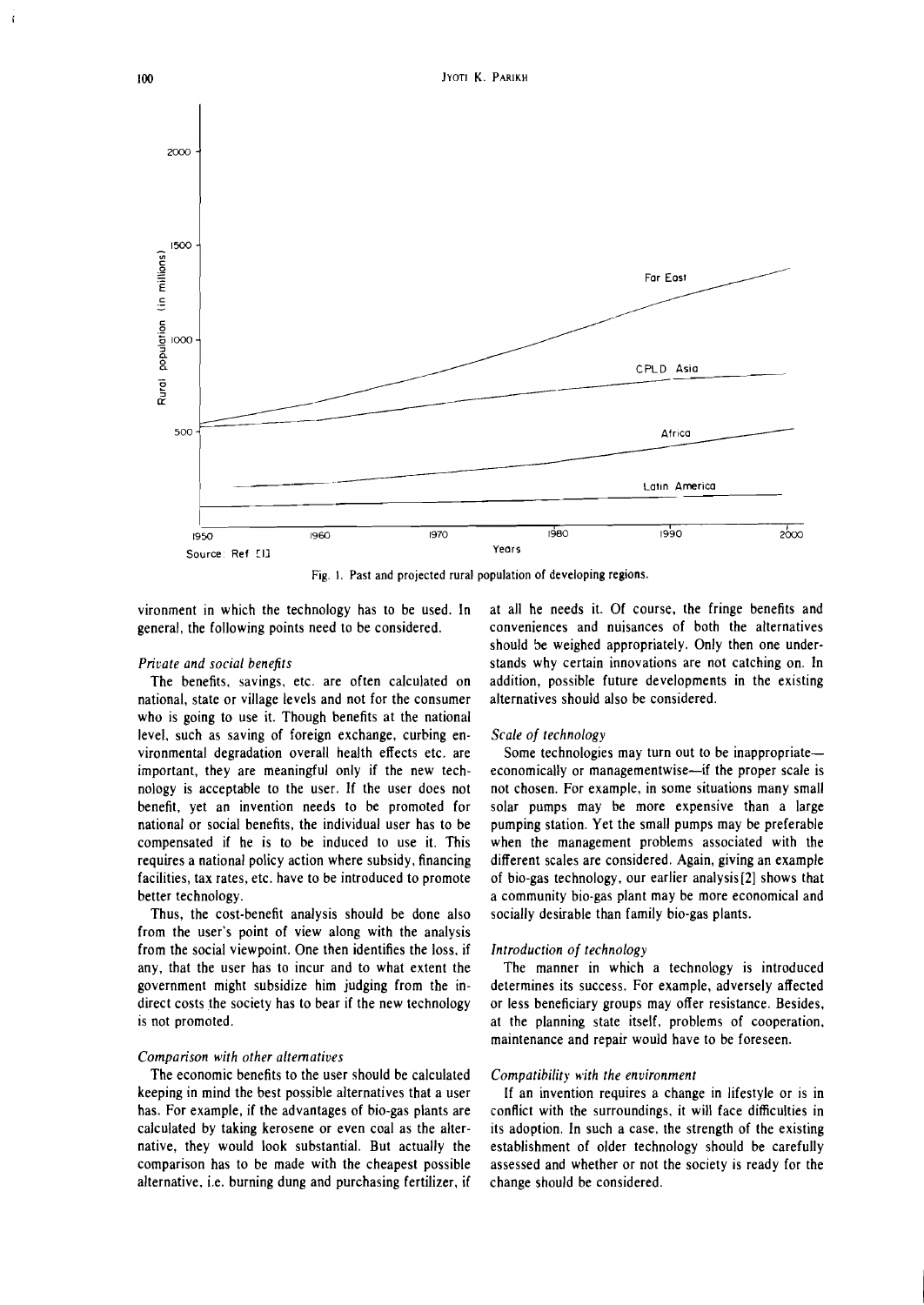Fig. 1. Past and projected rural population of developing regions.

vironment in which the technology has to be used. In general, the following points need to be considered.

*Private and social benefits*

The benefits, savings, etc. are often calculated on national, state or village levels and not for the consumer who is going to use it. Though benefits at the national level, such as saving of foreign exchange, curbing environmental degradation overall health effects etc. are important, they are meaningful only if the new technology is acceptable to the user. If the user does not benefit, yet an invention needs to be promoted for national or social benefits, the individual user has to be compensated if he is to be induced to use it. This requires a national policy action where subsidy, financing facilities, tax rates, etc. have to be introduced to promote better technology.

Thus, the cost-benefit analysis should be done also from the user's point of view along with the analysis from the social viewpoint. One then identifies the loss, if any, that the user has to incur and to what extent the government might subsidize him judging from the indirect costs the society has to bear if the new technology is not promoted.

*Comparison with other alternatives*

The economic benefits to the user should be calculated keeping in mind the best possible alternatives that a user has. For example, if the advantages of bio-gas plants are calculated by taking kerosene or even coal as the alternative, they would look substantial. But actually the comparison has to be made with the cheapest possible alternative, i.e. burning dung and purchasing fertilizer, if at all he needs it. Of course, the fringe benefits and conveniences and nuisances of both the alternatives should be weighed appropriately. Only then one understands why certain innovations are not catching on. In addition, possible future developments in the existing alternatives should also be considered.

*Scale of technology*

Some technologies may turn out to be inappropriate—economically or managementwise—if the proper scale is not chosen. For example, in some situations many small solar pumps may be more expensive than a large pumping station. Yet the small pumps may be preferable when the management problems associated with the different scales are considered. Again, giving an example of bio-gas technology, our earlier analysis[2] shows that a community bio-gas plant may be more economical and socially desirable than family bio-gas plants.

*Introduction of technology*

The manner in which a technology is introduced determines its success. For example, adversely affected or less beneficiary groups may offer resistance. Besides, at the planning state itself, problems of cooperation, maintenance and repair would have to be foreseen.

*Compatibility with the environment*

If an invention requires a change in lifestyle or is in conflict with the surroundings, it will face difficulties in its adoption. In such a case, the strength of the existing establishment of older technology should be carefully assessed and whether or not the society is ready for the change should be considered.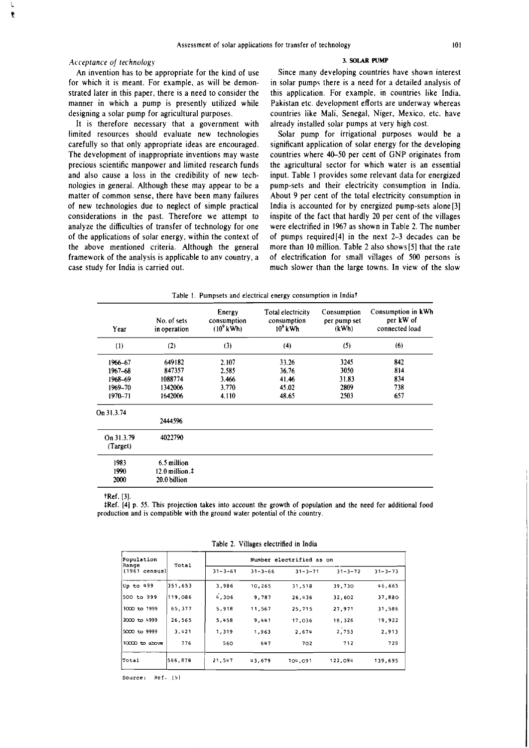### *Acceptance of technology*

An invention has to be appropriate for the kind of use for which it is meant. For example, as will be demonstrated later in this paper, there is a need to consider the manner in which a pump is presently utilized while designing a solar pump for agricultural purposes.

It is therefore necessary that a government with limited resources should evaluate new technologies carefully so that only appropriate ideas are encouraged. The development of inappropriate inventions may waste precious scientific manpower and limited research funds and also cause a loss in the credibility of new technologies in general. Although these may appear to be a matter of common sense, there have been many failures of new technologies due to neglect of simple practical considerations in the past. Therefore we attempt to analyze the difficulties of transfer of technology for one of the applications of solar energy, within the context of the above mentioned criteria. Although the general framework of the analysis is applicable to any country, a case study for India is carried out.

## 3. SOLAR PUMP

Since many developing countries have shown interest in solar pumps there is a need for a detailed analysis of this application. For example, in countries like India, Pakistan etc. development efforts are underway whereas countries like Mali, Senegal, Niger, Mexico, etc. have already installed solar pumps at very high cost.

Solar pump for irrigational purposes would be a significant application of solar energy for the developing countries where 40–50 per cent of GNP originates from the agricultural sector for which water is an essential input. Table 1 provides some relevant data for energized pump-sets and their electricity consumption in India. About 9 per cent of the total electricity consumption in India is accounted for by energized pump-sets alone[3] inspite of the fact that hardly 20 per cent of the villages were electrified in 1967 as shown in Table 2. The number of pumps required[4] in the next 2–3 decades can be more than 10 million. Table 2 also shows[5] that the rate of electrification for small villages of 500 persons is much slower than the large towns. In view of the slow

Table 1. Pumpsets and electrical energy consumption in India†

| Year | No. of sets in operation | Energy consumption ($10^9$ kWh) | Total electricity consumption $10^9$ kWh | Consumption per pump set (kWh) | Consumption in kWh per kW of connected load |
|---|---|---|---|---|---|
| (1) | (2) | (3) | (4) | (5) | (6) |
| 1966–67 | 649182 | 2.107 | 33.26 | 3245 | 842 |
| 1967–68 | 847357 | 2.585 | 36.76 | 3050 | 814 |
| 1968–69 | 1088774 | 3.466 | 41.46 | 31.83 | 834 |
| 1969–70 | 1342006 | 3.770 | 45.02 | 2809 | 738 |
| 1970–71 | 1642006 | 4.110 | 48.65 | 2503 | 657 |
| On 31.3.74 | 2444596 | | | | |
| On 31.3.79 (Target) | 4022790 | | | | |
| 1983 | 6.5 million | | | | |
| 1990 | 12.0 million.‡ | | | | |
| 2000 | 20.0 billion | | | | |

†Ref. [3].

‡Ref. [4] p. 55. This projection takes into account the growth of population and the need for additional food production and is compatible with the ground water potential of the country.

Table 2. Villages electrified in India

| Population Range (1961 census) | Total | Number electrified as on | | | | |
|---|---|---|---|---|---|---|
| | | 31-3-61 | 31-3-66 | 31-3-71 | 31-3-72 | 31-3-73 |
| Up to 499 | 351,653 | 3,986 | 10,265 | 31,518 | 39,730 | 46,665 |
| 500 to 999 | 119,086 | 4,306 | 9,787 | 26,436 | 32,602 | 37,880 |
| 1000 to 1999 | 65,377 | 5,918 | 11,567 | 25,715 | 27,971 | 31,586 |
| 2000 to 4999 | 26,565 | 5,458 | 9,441 | 17,036 | 18,326 | 19,922 |
| 5000 to 9999 | 3,421 | 1,319 | 1,963 | 2,674 | 2,753 | 2,913 |
| 10000 to above | 776 | 560 | 647 | 702 | 712 | 729 |
| Total | 566,878 | 21,547 | 43,679 | 104,091 | 122,094 | 139,695 |

Source: Ref. [5]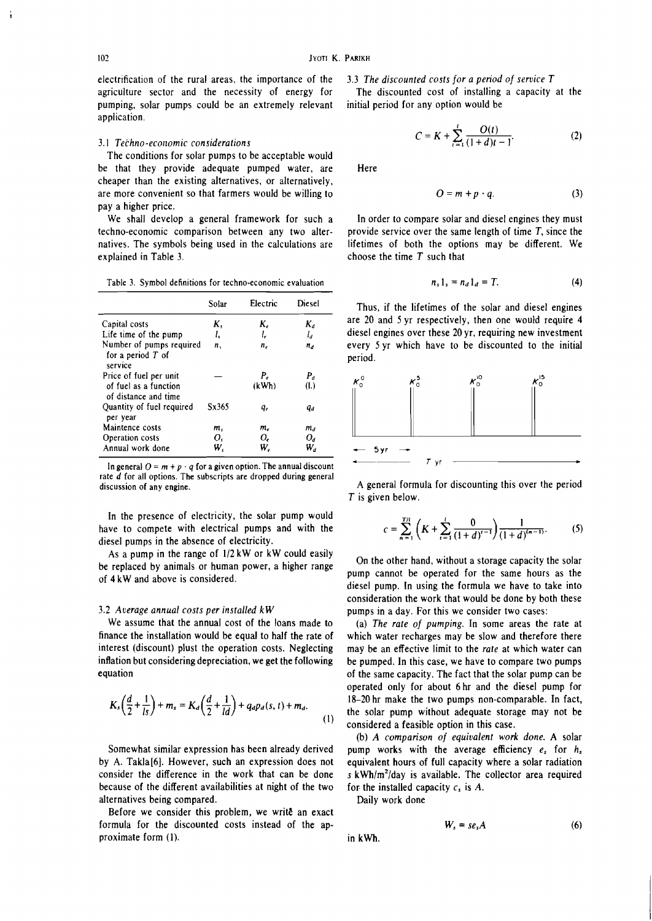electrification of the rural areas, the importance of the agriculture sector and the necessity of energy for pumping, solar pumps could be an extremely relevant application.

### 3.1 *Techno-economic considerations*

The conditions for solar pumps to be acceptable would be that they provide adequate pumped water, are cheaper than the existing alternatives, or alternatively, are more convenient so that farmers would be willing to pay a higher price.

We shall develop a general framework for such a techno-economic comparison between any two alternatives. The symbols being used in the calculations are explained in Table 3.

Table 3. Symbol definitions for techno-economic evaluation

| | Solar | Electric | Diesel |
|---|---|---|---|
| Capital costs | $K_s$ | $K_e$ | $K_d$ |
| Life time of the pump | $l_s$ | $l_e$ | $l_d$ |
| Number of pumps required for a period $T$ of service | $n_s$ | $n_e$ | $n_d$ |
| Price of fuel per unit of fuel as a function of distance and time | — | $P_e$ (kWh) | $P_d$ (l.) |
| Quantity of fuel required per year | Sx365 | $q_e$ | $q_d$ |
| Maintence costs | $m_s$ | $m_e$ | $m_d$ |
| Operation costs | $O_s$ | $O_e$ | $O_d$ |
| Annual work done | $W_s$ | $W_e$ | $W_d$ |

In general $O = m + p \cdot q$ for a given option. The annual discount rate $d$ for all options. The subscripts are dropped during general discussion of any engine.

In the presence of electricity, the solar pump would have to compete with electrical pumps and with the diesel pumps in the absence of electricity.

As a pump in the range of 1/2 kW or kW could easily be replaced by animals or human power, a higher range of 4 kW and above is considered.

### 3.2 *Average annual costs per installed kW*

We assume that the annual cost of the loans made to finance the installation would be equal to half the rate of interest (discount) plust the operation costs. Neglecting inflation but considering depreciation, we get the following equation

$$K_s\left(\frac{d}{2}+\frac{1}{ls}\right)+m_s = K_d\left(\frac{d}{2}+\frac{1}{ld}\right)+q_d p_d(s,t)+m_d. \tag{1}$$

Somewhat similar expression has been already derived by A. Takla[6]. However, such an expression does not consider the difference in the work that can be done because of the different availabilities at night of the two alternatives being compared.

Before we consider this problem, we writ̂e an exact formula for the discounted costs instead of the approximate form (1).

### 3.3 *The discounted costs for a period of service T*

The discounted cost of installing a capacity at the initial period for any option would be

$$C = K + \sum_{t=1}^{l} \frac{O(t)}{(1+d)t-1}. \tag{2}$$

Here

$$O = m + p \cdot q. \tag{3}$$

In order to compare solar and diesel engines they must provide service over the same length of time $T$, since the lifetimes of both the options may be different. We choose the time $T$ such that

$$n_s l_s = n_d l_d = T. \tag{4}$$

Thus, if the lifetimes of the solar and diesel engines are 20 and 5 yr respectively, then one would require 4 diesel engines over these 20 yr, requiring new investment every 5 yr which have to be discounted to the initial period.

$K_0^0$ $K_0^5$ $K_0^{10}$ $K_0^{15}$

← 5 yr →

← $T$ yr →

A general formula for discounting this over the period $T$ is given below.

$$c = \sum_{n=1}^{T/l}\left(K + \sum_{t=1}^{l} \frac{0}{(1+d)^{t-1}}\right)\frac{1}{(1+d)^{(n-1)}}. \tag{5}$$

On the other hand, without a storage capacity the solar pump cannot be operated for the same hours as the diesel pump. In using the formula we have to take into consideration the work that would be done by both these pumps in a day. For this we consider two cases:

(a) *The rate of pumping.* In some areas the rate at which water recharges may be slow and therefore there may be an effective limit to the *rate* at which water can be pumped. In this case, we have to compare two pumps of the same capacity. The fact that the solar pump can be operated only for about 6 hr and the diesel pump for 18–20 hr make the two pumps non-comparable. In fact, the solar pump without adequate storage may not be considered a feasible option in this case.

(b) *A comparison of equivalent work done.* A solar pump works with the average efficiency $e_s$ for $h_s$ equivalent hours of full capacity where a solar radiation $s$ kWh/m²/day is available. The collector area required for the installed capacity $c_s$ is $A$.

Daily work done

$$W_s = s e_s A \tag{6}$$

in kWh.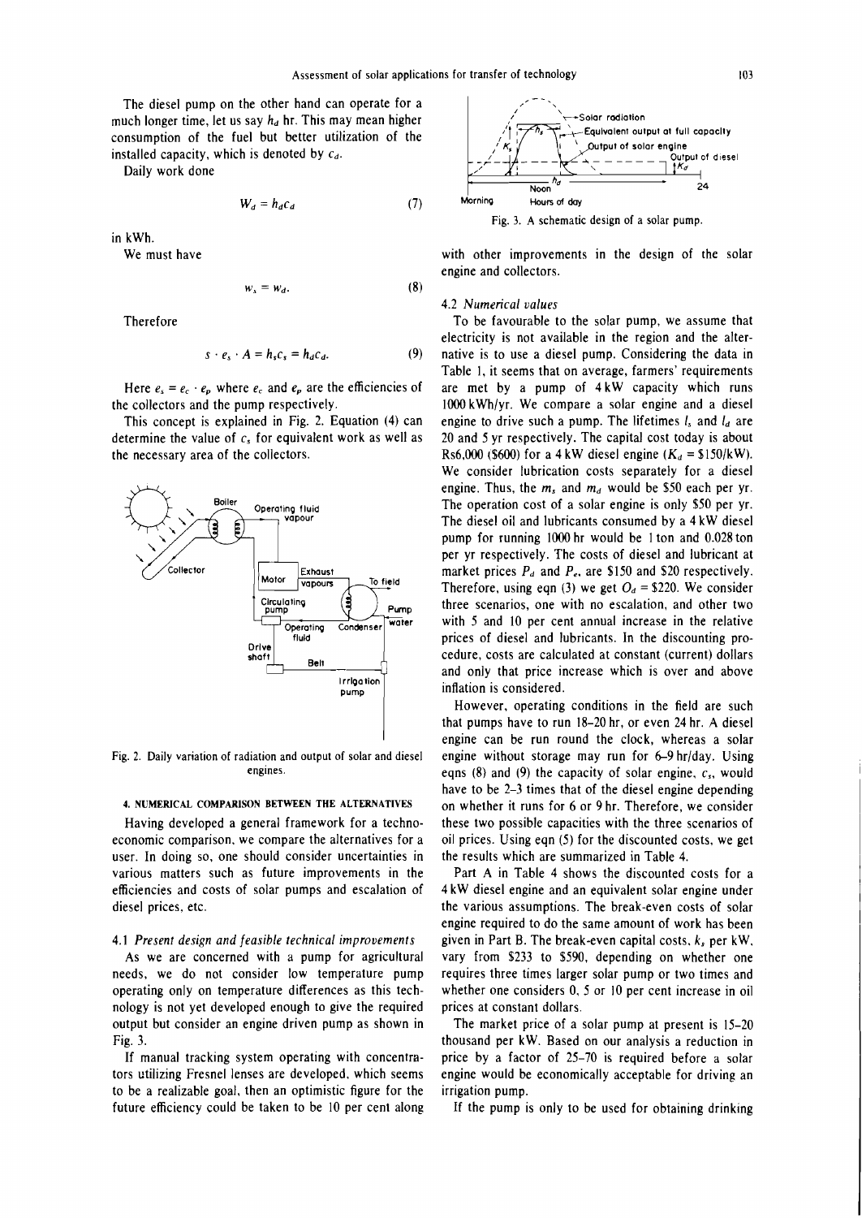The diesel pump on the other hand can operate for a much longer time, let us say $h_d$ hr. This may mean higher consumption of the fuel but better utilization of the installed capacity, which is denoted by $c_d$.

Daily work done

$$W_d = h_d c_d \tag{7}$$

in kWh.

We must have

$$w_s = w_d. \tag{8}$$

Therefore

$$s \cdot e_s \cdot A = h_s c_s = h_d c_d. \tag{9}$$

Here $e_s = e_c \cdot e_p$ where $e_c$ and $e_p$ are the efficiencies of the collectors and the pump respectively.

This concept is explained in Fig. 2. Equation (4) can determine the value of $c_s$ for equivalent work as well as the necessary area of the collectors.

Fig. 2. Daily variation of radiation and output of solar and diesel engines.

## 4. NUMERICAL COMPARISON BETWEEN THE ALTERNATIVES

Having developed a general framework for a techno-economic comparison, we compare the alternatives for a user. In doing so, one should consider uncertainties in various matters such as future improvements in the efficiencies and costs of solar pumps and escalation of diesel prices, etc.

### 4.1 *Present design and feasible technical improvements*

As we are concerned with a pump for agricultural needs, we do not consider low temperature pump operating only on temperature differences as this technology is not yet developed enough to give the required output but consider an engine driven pump as shown in Fig. 3.

If manual tracking system operating with concentrators utilizing Fresnel lenses are developed, which seems to be a realizable goal, then an optimistic figure for the future efficiency could be taken to be 10 per cent along with other improvements in the design of the solar engine and collectors.

Fig. 3. A schematic design of a solar pump.

### 4.2 *Numerical values*

To be favourable to the solar pump, we assume that electricity is not available in the region and the alternative is to use a diesel pump. Considering the data in Table 1, it seems that on average, farmers' requirements are met by a pump of 4 kW capacity which runs 1000 kWh/yr. We compare a solar engine and a diesel engine to drive such a pump. The lifetimes $l_s$ and $l_d$ are 20 and 5 yr respectively. The capital cost today is about Rs6,000 ($600) for a 4 kW diesel engine ($K_d$ = $150/kW). We consider lubrication costs separately for a diesel engine. Thus, the $m_s$ and $m_d$ would be $50 each per yr. The operation cost of a solar engine is only $50 per yr. The diesel oil and lubricants consumed by a 4 kW diesel pump for running 1000 hr would be 1 ton and 0.028 ton per yr respectively. The costs of diesel and lubricant at market prices $P_d$ and $P_e$, are $150 and $20 respectively. Therefore, using eqn (3) we get $O_d$ = $220. We consider three scenarios, one with no escalation, and other two with 5 and 10 per cent annual increase in the relative prices of diesel and lubricants. In the discounting procedure, costs are calculated at constant (current) dollars and only that price increase which is over and above inflation is considered.

However, operating conditions in the field are such that pumps have to run 18–20 hr, or even 24 hr. A diesel engine can be run round the clock, whereas a solar engine without storage may run for 6–9 hr/day. Using eqns (8) and (9) the capacity of solar engine, $c_s$, would have to be 2–3 times that of the diesel engine depending on whether it runs for 6 or 9 hr. Therefore, we consider these two possible capacities with the three scenarios of oil prices. Using eqn (5) for the discounted costs, we get the results which are summarized in Table 4.

Part A in Table 4 shows the discounted costs for a 4 kW diesel engine and an equivalent solar engine under the various assumptions. The break-even costs of solar engine required to do the same amount of work has been given in Part B. The break-even capital costs, $k_s$ per kW, vary from $233 to $590, depending on whether one requires three times larger solar pump or two times and whether one considers 0, 5 or 10 per cent increase in oil prices at constant dollars.

The market price of a solar pump at present is 15–20 thousand per kW. Based on our analysis a reduction in price by a factor of 25–70 is required before a solar engine would be economically acceptable for driving an irrigation pump.

If the pump is only to be used for obtaining drinking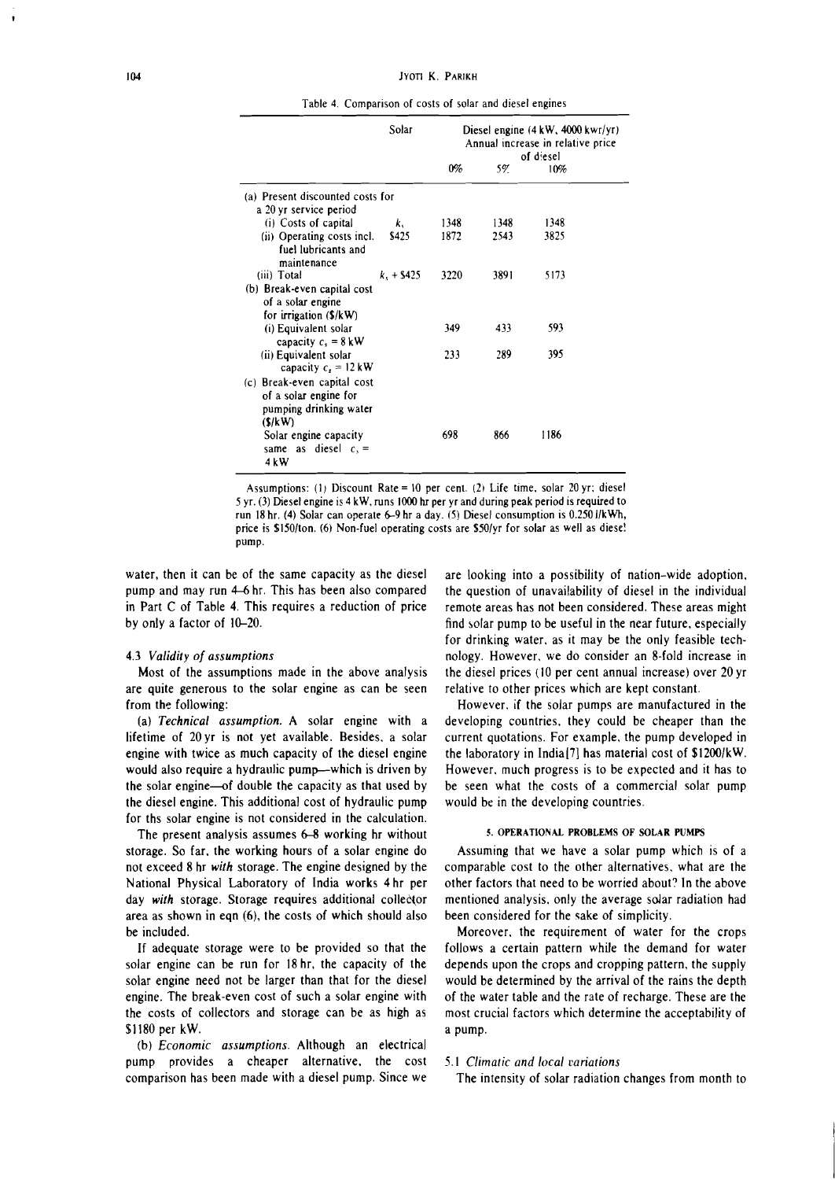Table 4. Comparison of costs of solar and diesel engines

| | Solar | Diesel engine (4 kW, 4000 kwr/yr) Annual increase in relative price of diesel | | |
|---|---|---|---|---|
| | | 0% | 5% | 10% |
| (a) Present discounted costs for a 20 yr service period | | | | |
| (i) Costs of capital | $k_s$ | 1348 | 1348 | 1348 |
| (ii) Operating costs incl. fuel lubricants and maintenance | $425 | 1872 | 2543 | 3825 |
| (iii) Total | $k_s$ + $425 | 3220 | 3891 | 5173 |
| (b) Break-even capital cost of a solar engine for irrigation ($/kW) | | | | |
| (i) Equivalent solar capacity $c_s$ = 8 kW | | 349 | 433 | 593 |
| (ii) Equivalent solar capacity $c_s$ = 12 kW | | 233 | 289 | 395 |
| (c) Break-even capital cost of a solar engine for pumping drinking water ($/kW) | | | | |
| Solar engine capacity same as diesel $c_s$ = 4 kW | | 698 | 866 | 1186 |

Assumptions: (1) Discount Rate = 10 per cent. (2) Life time, solar 20 yr; diesel 5 yr. (3) Diesel engine is 4 kW, runs 1000 hr per yr and during peak period is required to run 18 hr. (4) Solar can operate 6–9 hr a day. (5) Diesel consumption is 0.250 l/kWh, price is $150/ton. (6) Non-fuel operating costs are $50/yr for solar as well as diesel pump.

water, then it can be of the same capacity as the diesel pump and may run 4–6 hr. This has been also compared in Part C of Table 4. This requires a reduction of price by only a factor of 10–20.

### 4.3 *Validity of assumptions*

Most of the assumptions made in the above analysis are quite generous to the solar engine as can be seen from the following:

(a) *Technical assumption.* A solar engine with a lifetime of 20 yr is not yet available. Besides, a solar engine with twice as much capacity of the diesel engine would also require a hydraulic pump—which is driven by the solar engine—of double the capacity as that used by the diesel engine. This additional cost of hydraulic pump for ths solar engine is not considered in the calculation.

The present analysis assumes 6–8 working hr without storage. So far, the working hours of a solar engine do not exceed 8 hr *with* storage. The engine designed by the National Physical Laboratory of India works 4 hr per day *with* storage. Storage requires additional collector area as shown in eqn (6), the costs of which should also be included.

If adequate storage were to be provided so that the solar engine can be run for 18 hr, the capacity of the solar engine need not be larger than that for the diesel engine. The break-even cost of such a solar engine with the costs of collectors and storage can be as high as $1180 per kW.

(b) *Economic assumptions.* Although an electrical pump provides a cheaper alternative, the cost comparison has been made with a diesel pump. Since we are looking into a possibility of nation-wide adoption, the question of unavailability of diesel in the individual remote areas has not been considered. These areas might find solar pump to be useful in the near future, especially for drinking water, as it may be the only feasible technology. However, we do consider an 8-fold increase in the diesel prices (10 per cent annual increase) over 20 yr relative to other prices which are kept constant.

However, if the solar pumps are manufactured in the developing countries, they could be cheaper than the current quotations. For example, the pump developed in the laboratory in India[7] has material cost of $1200/kW. However, much progress is to be expected and it has to be seen what the costs of a commercial solar pump would be in the developing countries.

## 5. OPERATIONAL PROBLEMS OF SOLAR PUMPS

Assuming that we have a solar pump which is of a comparable cost to the other alternatives, what are the other factors that need to be worried about? In the above mentioned analysis, only the average solar radiation had been considered for the sake of simplicity.

Moreover, the requirement of water for the crops follows a certain pattern while the demand for water depends upon the crops and cropping pattern, the supply would be determined by the arrival of the rains the depth of the water table and the rate of recharge. These are the most crucial factors which determine the acceptability of a pump.

### 5.1 *Climatic and local variations*

The intensity of solar radiation changes from month to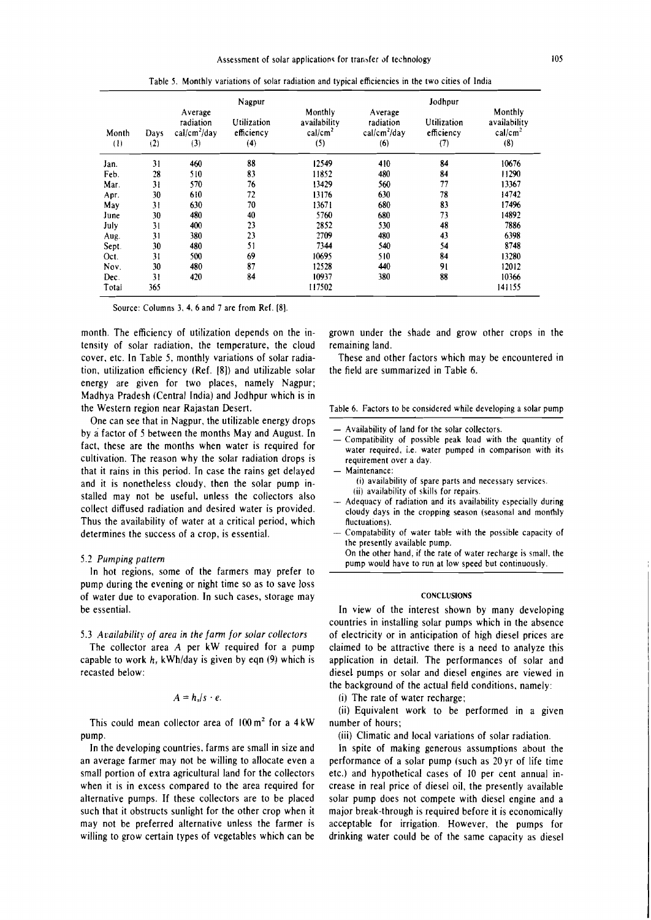Table 5. Monthly variations of solar radiation and typical efficiencies in the two cities of India

| | | Nagpur | | | Jodhpur | | |
|---|---|---|---|---|---|---|---|
| Month (1) | Days (2) | Average radiation cal/cm$^2$/day (3) | Utilization efficiency (4) | Monthly availability cal/cm$^2$ (5) | Average radiation cal/cm$^2$/day (6) | Utilization efficiency (7) | Monthly availability cal/cm$^2$ (8) |
| Jan. | 31 | 460 | 88 | 12549 | 410 | 84 | 10676 |
| Feb. | 28 | 510 | 83 | 11852 | 480 | 84 | 11290 |
| Mar. | 31 | 570 | 76 | 13429 | 560 | 77 | 13367 |
| Apr. | 30 | 610 | 72 | 13176 | 630 | 78 | 14742 |
| May | 31 | 630 | 70 | 13671 | 680 | 83 | 17496 |
| June | 30 | 480 | 40 | 5760 | 680 | 73 | 14892 |
| July | 31 | 400 | 23 | 2852 | 530 | 48 | 7886 |
| Aug. | 31 | 380 | 23 | 2709 | 480 | 43 | 6398 |
| Sept. | 30 | 480 | 51 | 7344 | 540 | 54 | 8748 |
| Oct. | 31 | 500 | 69 | 10695 | 510 | 84 | 13280 |
| Nov. | 30 | 480 | 87 | 12528 | 440 | 91 | 12012 |
| Dec. | 31 | 420 | 84 | 10937 | 380 | 88 | 10366 |
| Total | 365 | | | 117502 | | | 141155 |

Source: Columns 3, 4, 6 and 7 are from Ref. [8].

month. The efficiency of utilization depends on the intensity of solar radiation, the temperature, the cloud cover, etc. In Table 5, monthly variations of solar radiation, utilization efficiency (Ref. [8]) and utilizable solar energy are given for two places, namely Nagpur; Madhya Pradesh (Central India) and Jodhpur which is in the Western region near Rajastan Desert.

One can see that in Nagpur, the utilizable energy drops by a factor of 5 between the months May and August. In fact, these are the months when water is required for cultivation. The reason why the solar radiation drops is that it rains in this period. In case the rains get delayed and it is nonetheless cloudy, then the solar pump installed may not be useful, unless the collectors also collect diffused radiation and desired water is provided. Thus the availability of water at a critical period, which determines the success of a crop, is essential.

### 5.2 *Pumping pattern*

In hot regions, some of the farmers may prefer to pump during the evening or night time so as to save loss of water due to evaporation. In such cases, storage may be essential.

### 5.3 *Availability of area in the farm for solar collectors*

The collector area $A$ per kW required for a pump capable to work $h_s$ kWh/day is given by eqn (9) which is recasted below:

$$A = h_s/s \cdot e.$$

This could mean collector area of 100 m$^2$ for a 4 kW pump.

In the developing countries, farms are small in size and an average farmer may not be willing to allocate even a small portion of extra agricultural land for the collectors when it is in excess compared to the area required for alternative pumps. If these collectors are to be placed such that it obstructs sunlight for the other crop when it may not be preferred alternative unless the farmer is willing to grow certain types of vegetables which can be grown under the shade and grow other crops in the remaining land.

These and other factors which may be encountered in the field are summarized in Table 6.

Table 6. Factors to be considered while developing a solar pump

- Availability of land for the solar collectors.
- Compatibility of possible peak load with the quantity of water required, i.e. water pumped in comparison with its requirement over a day.
- Maintenance:
  - (i) availability of spare parts and necessary services.
  - (ii) availability of skills for repairs.
- Adequacy of radiation and its availability especially during cloudy days in the cropping season (seasonal and monthly fluctuations).
- Compatability of water table with the possible capacity of the presently available pump.
  On the other hand, if the rate of water recharge is small, the pump would have to run at low speed but continuously.

## CONCLUSIONS

In view of the interest shown by many developing countries in installing solar pumps which in the absence of electricity or in anticipation of high diesel prices are claimed to be attractive there is a need to analyze this application in detail. The performances of solar and diesel pumps or solar and diesel engines are viewed in the background of the actual field conditions, namely:

(i) The rate of water recharge;

(ii) Equivalent work to be performed in a given number of hours;

(iii) Climatic and local variations of solar radiation.

In spite of making generous assumptions about the performance of a solar pump (such as 20 yr of life time etc.) and hypothetical cases of 10 per cent annual increase in real price of diesel oil, the presently available solar pump does not compete with diesel engine and a major break-through is required before it is economically acceptable for irrigation. However, the pumps for drinking water could be of the same capacity as diesel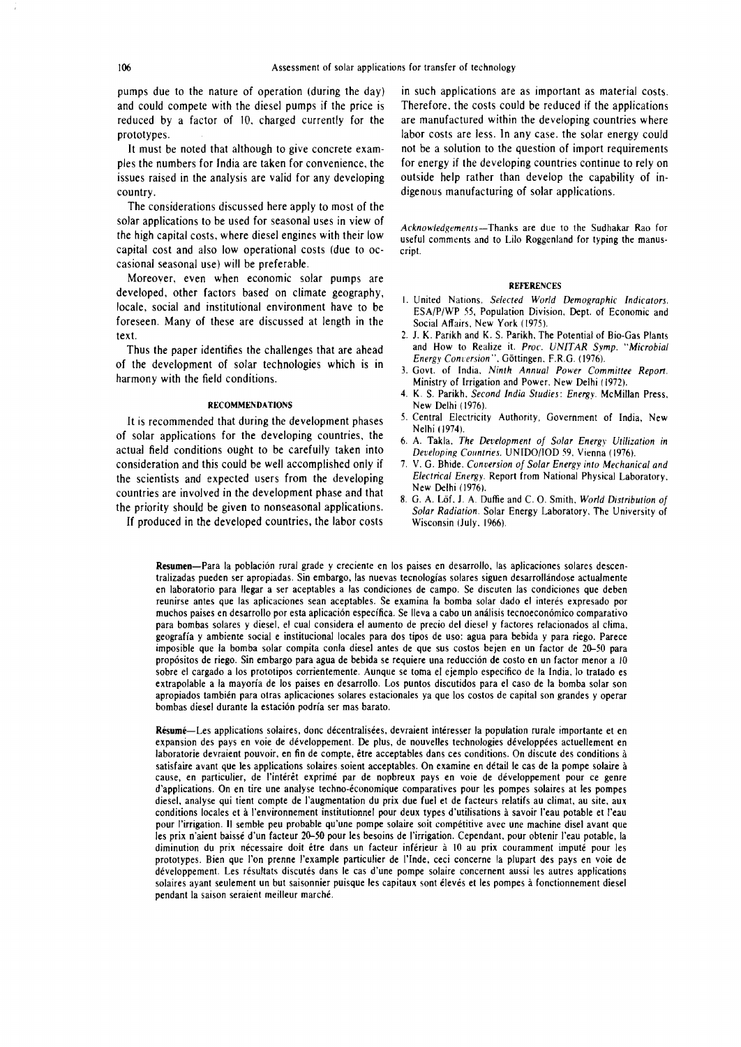pumps due to the nature of operation (during the day) and could compete with the diesel pumps if the price is reduced by a factor of 10, charged currently for the prototypes.

It must be noted that although to give concrete examples the numbers for India are taken for convenience, the issues raised in the analysis are valid for any developing country.

The considerations discussed here apply to most of the solar applications to be used for seasonal uses in view of the high capital costs, where diesel engines with their low capital cost and also low operational costs (due to occasional seasonal use) will be preferable.

Moreover, even when economic solar pumps are developed, other factors based on climate geography, locale, social and institutional environment have to be foreseen. Many of these are discussed at length in the text.

Thus the paper identifies the challenges that are ahead of the development of solar technologies which is in harmony with the field conditions.

## RECOMMENDATIONS

It is recommended that during the development phases of solar applications for the developing countries, the actual field conditions ought to be carefully taken into consideration and this could be well accomplished only if the scientists and expected users from the developing countries are involved in the development phase and that the priority should be given to nonseasonal applications.

If produced in the developed countries, the labor costs in such applications are as important as material costs. Therefore, the costs could be reduced if the applications are manufactured within the developing countries where labor costs are less. In any case, the solar energy could not be a solution to the question of import requirements for energy if the developing countries continue to rely on outside help rather than develop the capability of indigenous manufacturing of solar applications.

*Acknowledgements*—Thanks are due to the Sudhakar Rao for useful comments and to Lilo Roggenland for typing the manuscript.

## REFERENCES

1. United Nations, *Selected World Demographic Indicators*. ESA/P/WP 55, Population Division, Dept. of Economic and Social Affairs, New York (1975).
2. J. K. Parikh and K. S. Parikh, The Potential of Bio-Gas Plants and How to Realize it. *Proc. UNITAR Symp. "Microbial Energy Conversion"*, Göttingen, F.R.G. (1976).
3. Govt. of India, *Ninth Annual Power Committee Report*. Ministry of Irrigation and Power, New Delhi (1972).
4. K. S. Parikh, *Second India Studies: Energy*. McMillan Press, New Delhi (1976).
5. Central Electricity Authority, Government of India, New Nelhi (1974).
6. A. Takla, *The Development of Solar Energy Utilization in Developing Countries*. UNIDO/IOD 59, Vienna (1976).
7. V. G. Bhide, *Conversion of Solar Energy into Mechanical and Electrical Energy*. Report from National Physical Laboratory, New Delhi (1976).
8. G. A. Löf, J. A. Duffie and C. O. Smith, *World Distribution of Solar Radiation*. Solar Energy Laboratory, The University of Wisconsin (July, 1966).

**Resumen**—Para la población rural grade y creciente en los paises en desarrollo, las aplicaciones solares descentralizadas pueden ser apropiadas. Sin embargo, las nuevas tecnologías solares siguen desarrollándose actualmente en laboratorio para llegar a ser aceptables a las condiciones de campo. Se discuten las condiciones que deben reunirse antes que las aplicaciones sean aceptables. Se examina la bomba solar dado el interés expresado por muchos paises en desarrollo por esta aplicación específica. Se lleva a cabo un análisis tecnoeconómico comparativo para bombas solares y diesel, el cual considera el aumento de precio del diesel y factores relacionados al clima, geografía y ambiente social e institucional locales para dos tipos de uso: agua para bebida y para riego. Parece imposible que la bomba solar compita conla diesel antes de que sus costos bejen en un factor de 20–50 para propósitos de riego. Sin embargo para agua de bebida se requiere una reducción de costo en un factor menor a 10 sobre el cargado a los prototipos corrientemente. Aunque se toma el ejemplo específico de la India, lo tratado es extrapolable a la mayoría de los paises en desarrollo. Los puntos discutidos para el caso de la bomba solar son apropiados también para otras aplicaciones solares estacionales ya que los costos de capital son grandes y operar bombas disel durante la estación podría ser mas barato.

**Résumé**—Les applications solaires, donc décentralisées, devraient intéresser la population rurale importante et en expansion des pays en voie de développement. De plus, de nouvelles technologies développées actuellement en laboratorie devraient pouvoir, en fin de compte, être acceptables dans ces conditions. On discute des conditions à satisfaire avant que les applications solaires soient acceptables. On examine en détail le cas de la pompe solaire à cause, en particulier, de l'intérêt exprimé par de nopbreux pays en voie de développement pour ce genre d'applications. On en tire une analyse techno-économique comparatives pour les pompes solaires et les pompes diesel, analyse qui tient compte de l'augmentation du prix due fuel et de facteurs relatifs au climat, au site, aux conditions locales et à l'environnement institutionnel pour deux types d'utilisations à savoir l'eau potable et l'eau pour l'irrigation. Il semble peu probable qu'une pompe solaire soit compétitive avec une machine disel avant que les prix n'aient baissé d'un facteur 20–50 pour les besoins de l'irrigation. Cependant, pour obtenir l'eau potable, la diminution du prix nécessaire doit être dans un facteur inférieur à 10 au prix couramment imputé pour les prototypes. Bien que l'on prenne l'exemple particulier de l'Inde, ceci concerne la plupart des pays en voie de développement. Les résultats discutés dans le cas d'une pompe solaire concernent aussi les autres applications solaires ayant seulement un but saisonnier puisque les capitaux sont élevés et les pompes à fonctionnement diesel pendant la saison seraient meilleur marché.